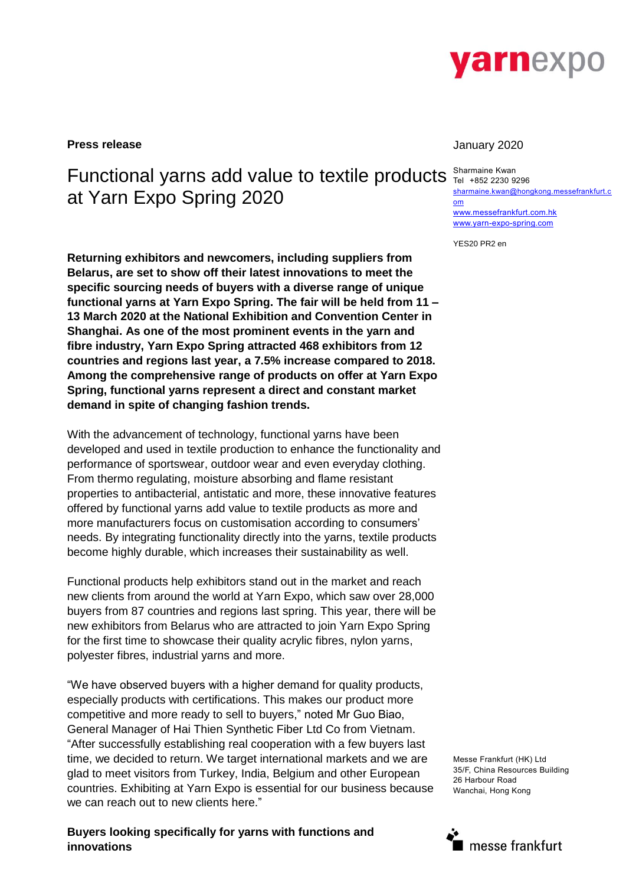**Press release**

January 2020

# Functional yarns add value to textile products at Yarn Expo Spring 2020

Sharmaine Kwan
Tel +852 2230 9296
sharmaine.kwan@hongkong.messefrankfurt.com
www.messefrankfurt.com.hk
www.yarn-expo-spring.com

YES20 PR2 en

**Returning exhibitors and newcomers, including suppliers from Belarus, are set to show off their latest innovations to meet the specific sourcing needs of buyers with a diverse range of unique functional yarns at Yarn Expo Spring. The fair will be held from 11 – 13 March 2020 at the National Exhibition and Convention Center in Shanghai. As one of the most prominent events in the yarn and fibre industry, Yarn Expo Spring attracted 468 exhibitors from 12 countries and regions last year, a 7.5% increase compared to 2018. Among the comprehensive range of products on offer at Yarn Expo Spring, functional yarns represent a direct and constant market demand in spite of changing fashion trends.**

With the advancement of technology, functional yarns have been developed and used in textile production to enhance the functionality and performance of sportswear, outdoor wear and even everyday clothing. From thermo regulating, moisture absorbing and flame resistant properties to antibacterial, antistatic and more, these innovative features offered by functional yarns add value to textile products as more and more manufacturers focus on customisation according to consumers' needs. By integrating functionality directly into the yarns, textile products become highly durable, which increases their sustainability as well.

Functional products help exhibitors stand out in the market and reach new clients from around the world at Yarn Expo, which saw over 28,000 buyers from 87 countries and regions last spring. This year, there will be new exhibitors from Belarus who are attracted to join Yarn Expo Spring for the first time to showcase their quality acrylic fibres, nylon yarns, polyester fibres, industrial yarns and more.

"We have observed buyers with a higher demand for quality products, especially products with certifications. This makes our product more competitive and more ready to sell to buyers," noted Mr Guo Biao, General Manager of Hai Thien Synthetic Fiber Ltd Co from Vietnam. "After successfully establishing real cooperation with a few buyers last time, we decided to return. We target international markets and we are glad to meet visitors from Turkey, India, Belgium and other European countries. Exhibiting at Yarn Expo is essential for our business because we can reach out to new clients here."

Messe Frankfurt (HK) Ltd
35/F, China Resources Building
26 Harbour Road
Wanchai, Hong Kong

**Buyers looking specifically for yarns with functions and innovations**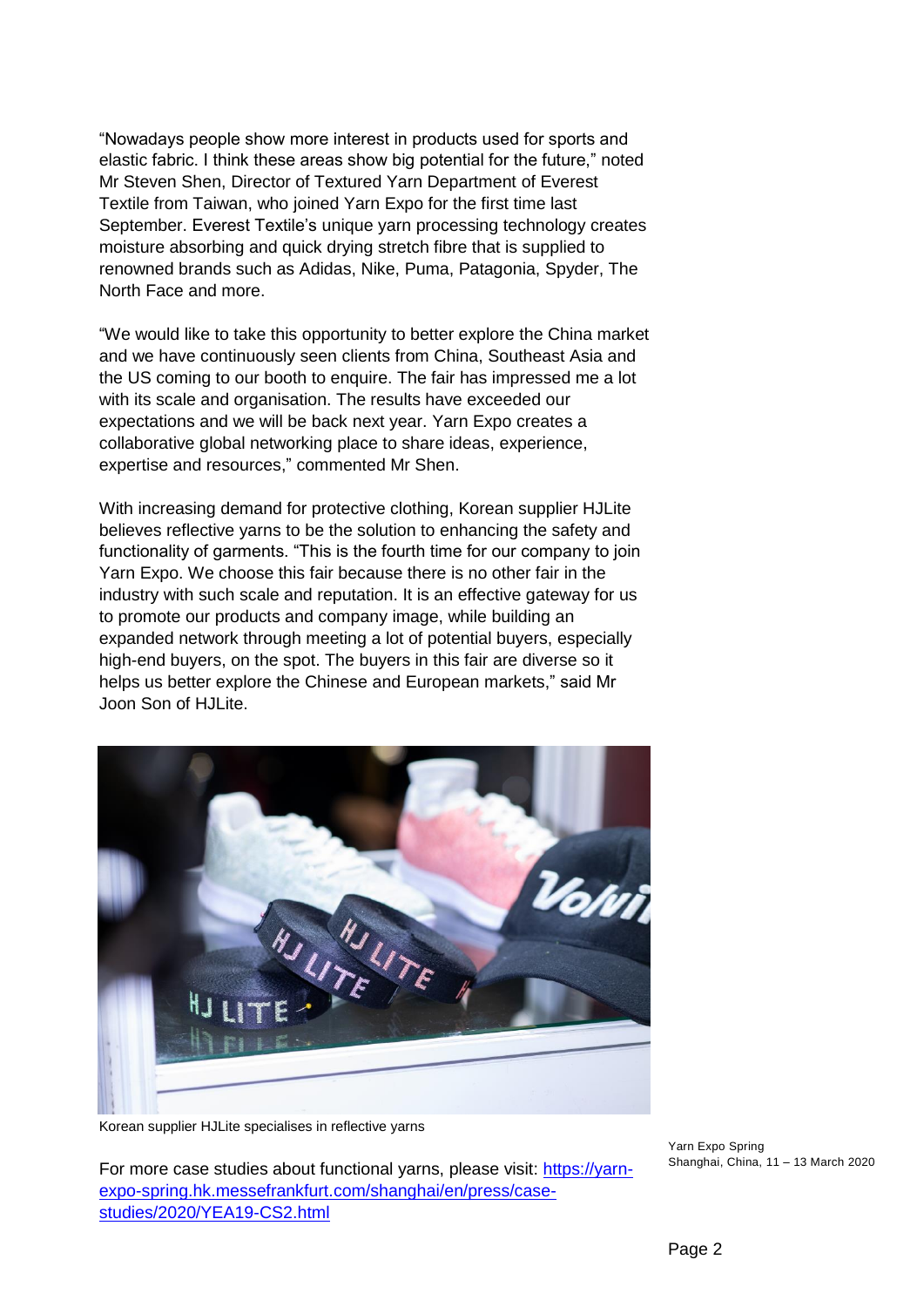"Nowadays people show more interest in products used for sports and elastic fabric. I think these areas show big potential for the future," noted Mr Steven Shen, Director of Textured Yarn Department of Everest Textile from Taiwan, who joined Yarn Expo for the first time last September. Everest Textile's unique yarn processing technology creates moisture absorbing and quick drying stretch fibre that is supplied to renowned brands such as Adidas, Nike, Puma, Patagonia, Spyder, The North Face and more.

"We would like to take this opportunity to better explore the China market and we have continuously seen clients from China, Southeast Asia and the US coming to our booth to enquire. The fair has impressed me a lot with its scale and organisation. The results have exceeded our expectations and we will be back next year. Yarn Expo creates a collaborative global networking place to share ideas, experience, expertise and resources," commented Mr Shen.

With increasing demand for protective clothing, Korean supplier HJLite believes reflective yarns to be the solution to enhancing the safety and functionality of garments. "This is the fourth time for our company to join Yarn Expo. We choose this fair because there is no other fair in the industry with such scale and reputation. It is an effective gateway for us to promote our products and company image, while building an expanded network through meeting a lot of potential buyers, especially high-end buyers, on the spot. The buyers in this fair are diverse so it helps us better explore the Chinese and European markets," said Mr Joon Son of HJLite.

Korean supplier HJLite specialises in reflective yarns

For more case studies about functional yarns, please visit: [https://yarn-expo-spring.hk.messefrankfurt.com/shanghai/en/press/case-studies/2020/YEA19-CS2.html](https://yarn-expo-spring.hk.messefrankfurt.com/shanghai/en/press/case-studies/2020/YEA19-CS2.html)

Yarn Expo Spring
Shanghai, China, 11 – 13 March 2020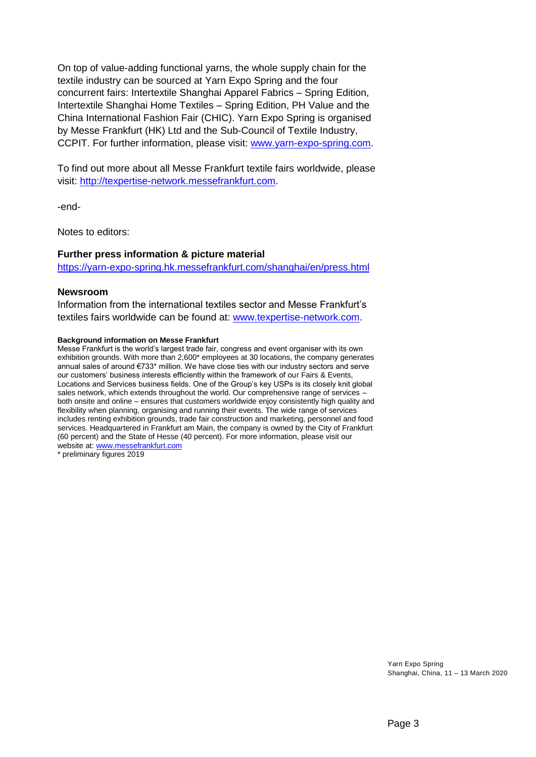On top of value-adding functional yarns, the whole supply chain for the textile industry can be sourced at Yarn Expo Spring and the four concurrent fairs: Intertextile Shanghai Apparel Fabrics – Spring Edition, Intertextile Shanghai Home Textiles – Spring Edition, PH Value and the China International Fashion Fair (CHIC). Yarn Expo Spring is organised by Messe Frankfurt (HK) Ltd and the Sub-Council of Textile Industry, CCPIT. For further information, please visit: www.yarn-expo-spring.com.

To find out more about all Messe Frankfurt textile fairs worldwide, please visit: http://texpertise-network.messefrankfurt.com.

-end-

Notes to editors:

### Further press information & picture material

https://yarn-expo-spring.hk.messefrankfurt.com/shanghai/en/press.html

### Newsroom

Information from the international textiles sector and Messe Frankfurt's textiles fairs worldwide can be found at: www.texpertise-network.com.

**Background information on Messe Frankfurt**

Messe Frankfurt is the world's largest trade fair, congress and event organiser with its own exhibition grounds. With more than 2,600* employees at 30 locations, the company generates annual sales of around €733* million. We have close ties with our industry sectors and serve our customers' business interests efficiently within the framework of our Fairs & Events, Locations and Services business fields. One of the Group's key USPs is its closely knit global sales network, which extends throughout the world. Our comprehensive range of services – both onsite and online – ensures that customers worldwide enjoy consistently high quality and flexibility when planning, organising and running their events. The wide range of services includes renting exhibition grounds, trade fair construction and marketing, personnel and food services. Headquartered in Frankfurt am Main, the company is owned by the City of Frankfurt (60 percent) and the State of Hesse (40 percent). For more information, please visit our website at: www.messefrankfurt.com

\* preliminary figures 2019